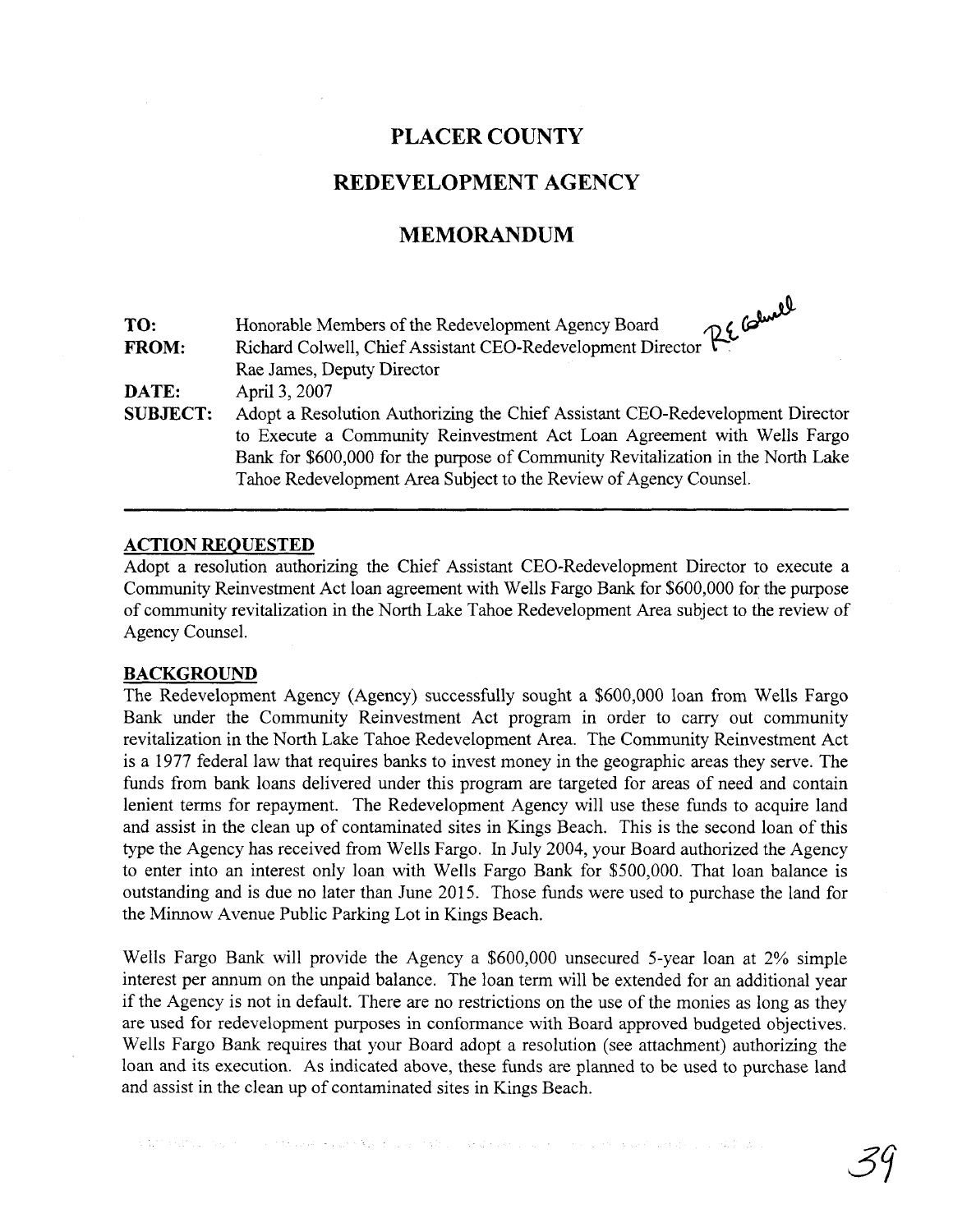# PLACER COUNTY

# REDEVELOPMENT AGENCY

# MEMORANDUM

**TO:** Honorable Members of the Redevelopment Agency Board

**FROM:** Richard Colwell, Chief Assistant CEO-Redevelopment Director
Rae James, Deputy Director

**DATE:** April 3, 2007

**SUBJECT:** Adopt a Resolution Authorizing the Chief Assistant CEO-Redevelopment Director to Execute a Community Reinvestment Act Loan Agreement with Wells Fargo Bank for $600,000 for the purpose of Community Revitalization in the North Lake Tahoe Redevelopment Area Subject to the Review of Agency Counsel.

---

## ACTION REQUESTED

Adopt a resolution authorizing the Chief Assistant CEO-Redevelopment Director to execute a Community Reinvestment Act loan agreement with Wells Fargo Bank for $600,000 for the purpose of community revitalization in the North Lake Tahoe Redevelopment Area subject to the review of Agency Counsel.

## BACKGROUND

The Redevelopment Agency (Agency) successfully sought a $600,000 loan from Wells Fargo Bank under the Community Reinvestment Act program in order to carry out community revitalization in the North Lake Tahoe Redevelopment Area. The Community Reinvestment Act is a 1977 federal law that requires banks to invest money in the geographic areas they serve. The funds from bank loans delivered under this program are targeted for areas of need and contain lenient terms for repayment. The Redevelopment Agency will use these funds to acquire land and assist in the clean up of contaminated sites in Kings Beach. This is the second loan of this type the Agency has received from Wells Fargo. In July 2004, your Board authorized the Agency to enter into an interest only loan with Wells Fargo Bank for $500,000. That loan balance is outstanding and is due no later than June 2015. Those funds were used to purchase the land for the Minnow Avenue Public Parking Lot in Kings Beach.

Wells Fargo Bank will provide the Agency a $600,000 unsecured 5-year loan at 2% simple interest per annum on the unpaid balance. The loan term will be extended for an additional year if the Agency is not in default. There are no restrictions on the use of the monies as long as they are used for redevelopment purposes in conformance with Board approved budgeted objectives. Wells Fargo Bank requires that your Board adopt a resolution (see attachment) authorizing the loan and its execution. As indicated above, these funds are planned to be used to purchase land and assist in the clean up of contaminated sites in Kings Beach.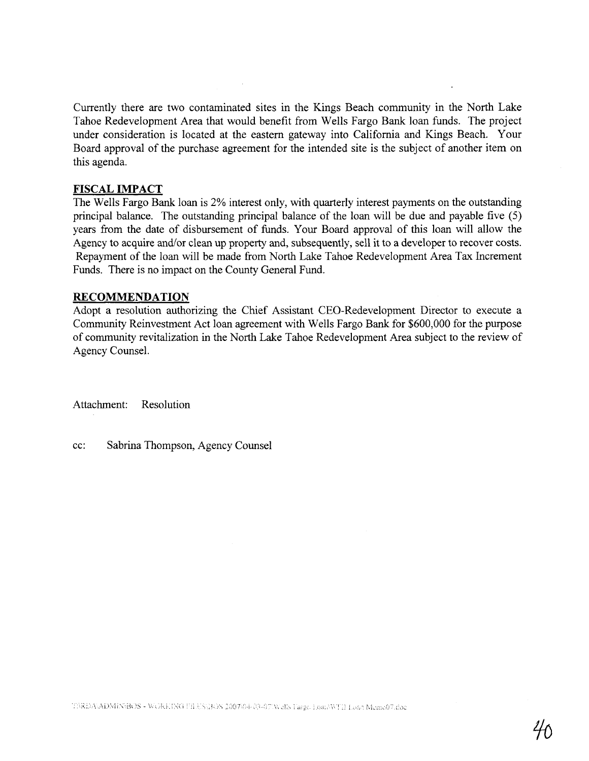Currently there are two contaminated sites in the Kings Beach community in the North Lake Tahoe Redevelopment Area that would benefit from Wells Fargo Bank loan funds. The project under consideration is located at the eastern gateway into California and Kings Beach. Your Board approval of the purchase agreement for the intended site is the subject of another item on this agenda.

## FISCAL IMPACT

The Wells Fargo Bank loan is 2% interest only, with quarterly interest payments on the outstanding principal balance. The outstanding principal balance of the loan will be due and payable five (5) years from the date of disbursement of funds. Your Board approval of this loan will allow the Agency to acquire and/or clean up property and, subsequently, sell it to a developer to recover costs. Repayment of the loan will be made from North Lake Tahoe Redevelopment Area Tax Increment Funds. There is no impact on the County General Fund.

## RECOMMENDATION

Adopt a resolution authorizing the Chief Assistant CEO-Redevelopment Director to execute a Community Reinvestment Act loan agreement with Wells Fargo Bank for $600,000 for the purpose of community revitalization in the North Lake Tahoe Redevelopment Area subject to the review of Agency Counsel.

Attachment: Resolution

cc: Sabrina Thompson, Agency Counsel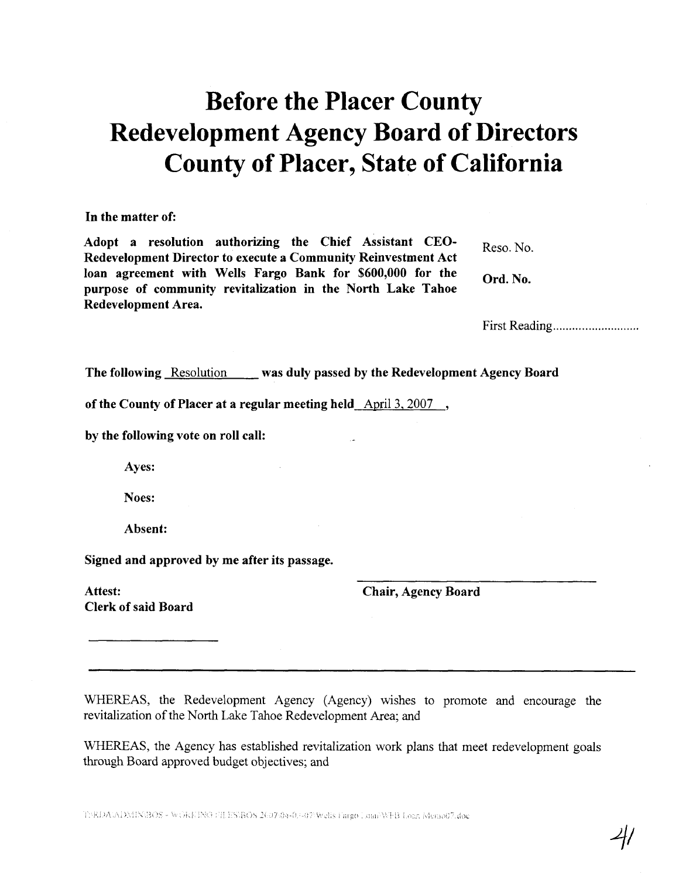# Before the Placer County Redevelopment Agency Board of Directors County of Placer, State of California

**In the matter of:**

**Adopt a resolution authorizing the Chief Assistant CEO-Redevelopment Director to execute a Community Reinvestment Act loan agreement with Wells Fargo Bank for $600,000 for the purpose of community revitalization in the North Lake Tahoe Redevelopment Area.**

Reso. No.

**Ord. No.**

First Reading...........................

**The following** Resolution **was duly passed by the Redevelopment Agency Board of the County of Placer at a regular meeting held** April 3, 2007 **,**

**by the following vote on roll call:**

**Ayes:**

**Noes:**

**Absent:**

**Signed and approved by me after its passage.**

**Attest:**
**Clerk of said Board**

**Chair, Agency Board**

---

WHEREAS, the Redevelopment Agency (Agency) wishes to promote and encourage the revitalization of the North Lake Tahoe Redevelopment Area; and

WHEREAS, the Agency has established revitalization work plans that meet redevelopment goals through Board approved budget objectives; and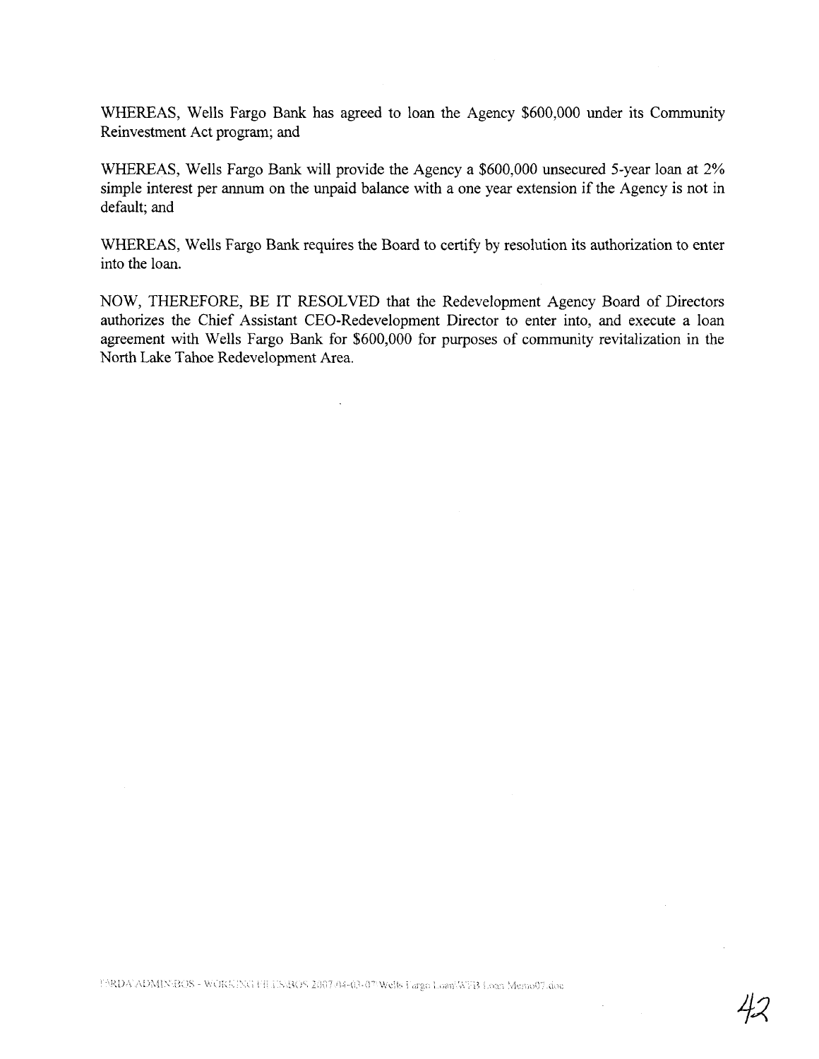WHEREAS, Wells Fargo Bank has agreed to loan the Agency $600,000 under its Community Reinvestment Act program; and

WHEREAS, Wells Fargo Bank will provide the Agency a $600,000 unsecured 5-year loan at 2% simple interest per annum on the unpaid balance with a one year extension if the Agency is not in default; and

WHEREAS, Wells Fargo Bank requires the Board to certify by resolution its authorization to enter into the loan.

NOW, THEREFORE, BE IT RESOLVED that the Redevelopment Agency Board of Directors authorizes the Chief Assistant CEO-Redevelopment Director to enter into, and execute a loan agreement with Wells Fargo Bank for $600,000 for purposes of community revitalization in the North Lake Tahoe Redevelopment Area.